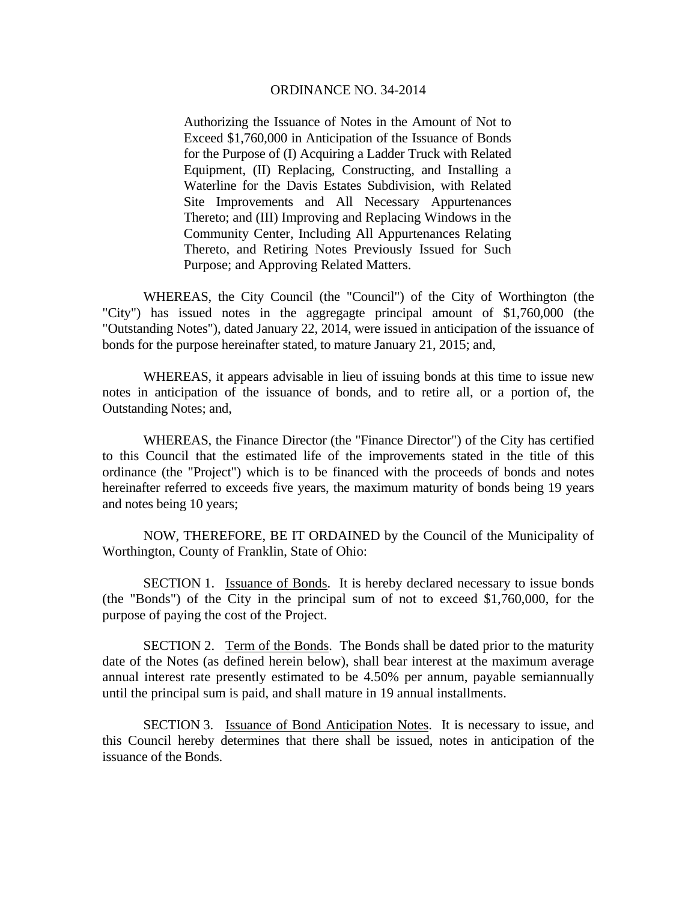# ORDINANCE NO. 34-2014

Authorizing the Issuance of Notes in the Amount of Not to Exceed $1,760,000 in Anticipation of the Issuance of Bonds for the Purpose of (I) Acquiring a Ladder Truck with Related Equipment, (II) Replacing, Constructing, and Installing a Waterline for the Davis Estates Subdivision, with Related Site Improvements and All Necessary Appurtenances Thereto; and (III) Improving and Replacing Windows in the Community Center, Including All Appurtenances Relating Thereto, and Retiring Notes Previously Issued for Such Purpose; and Approving Related Matters.

WHEREAS, the City Council (the "Council") of the City of Worthington (the "City") has issued notes in the aggregagte principal amount of $1,760,000 (the "Outstanding Notes"), dated January 22, 2014, were issued in anticipation of the issuance of bonds for the purpose hereinafter stated, to mature January 21, 2015; and,

WHEREAS, it appears advisable in lieu of issuing bonds at this time to issue new notes in anticipation of the issuance of bonds, and to retire all, or a portion of, the Outstanding Notes; and,

WHEREAS, the Finance Director (the "Finance Director") of the City has certified to this Council that the estimated life of the improvements stated in the title of this ordinance (the "Project") which is to be financed with the proceeds of bonds and notes hereinafter referred to exceeds five years, the maximum maturity of bonds being 19 years and notes being 10 years;

NOW, THEREFORE, BE IT ORDAINED by the Council of the Municipality of Worthington, County of Franklin, State of Ohio:

SECTION 1. Issuance of Bonds. It is hereby declared necessary to issue bonds (the "Bonds") of the City in the principal sum of not to exceed $1,760,000, for the purpose of paying the cost of the Project.

SECTION 2. Term of the Bonds. The Bonds shall be dated prior to the maturity date of the Notes (as defined herein below), shall bear interest at the maximum average annual interest rate presently estimated to be 4.50% per annum, payable semiannually until the principal sum is paid, and shall mature in 19 annual installments.

SECTION 3. Issuance of Bond Anticipation Notes. It is necessary to issue, and this Council hereby determines that there shall be issued, notes in anticipation of the issuance of the Bonds.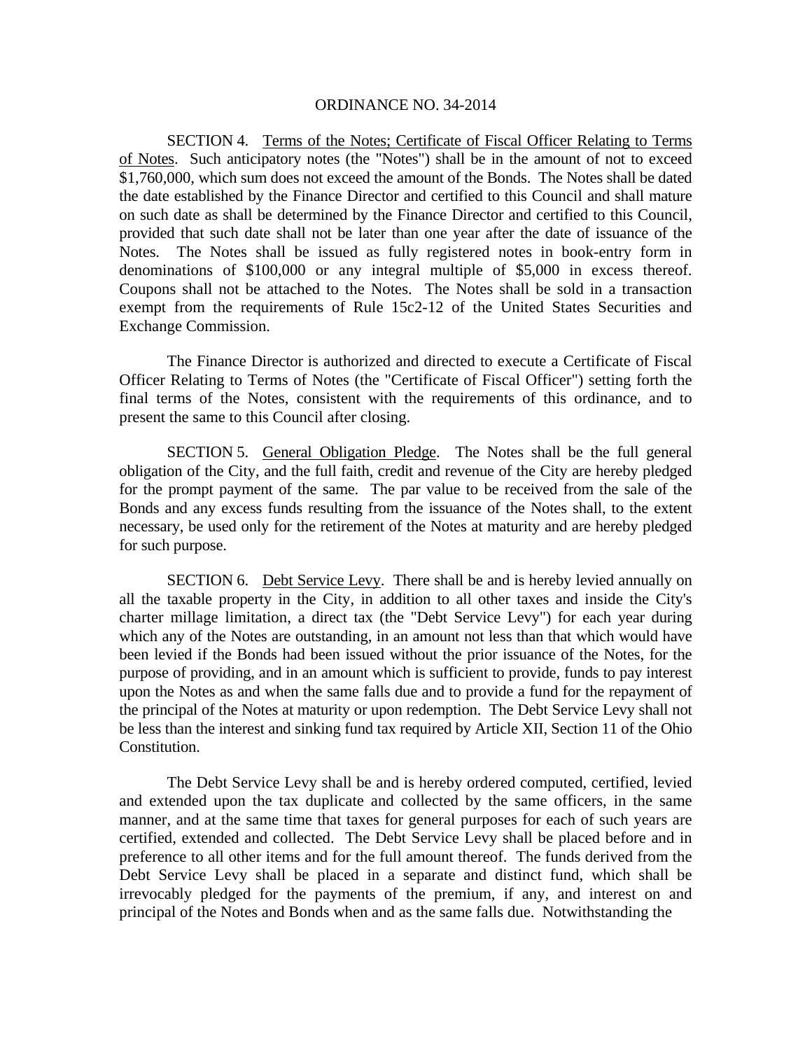ORDINANCE NO. 34-2014

SECTION 4. Terms of the Notes; Certificate of Fiscal Officer Relating to Terms of Notes. Such anticipatory notes (the "Notes") shall be in the amount of not to exceed $1,760,000, which sum does not exceed the amount of the Bonds. The Notes shall be dated the date established by the Finance Director and certified to this Council and shall mature on such date as shall be determined by the Finance Director and certified to this Council, provided that such date shall not be later than one year after the date of issuance of the Notes. The Notes shall be issued as fully registered notes in book-entry form in denominations of $100,000 or any integral multiple of $5,000 in excess thereof. Coupons shall not be attached to the Notes. The Notes shall be sold in a transaction exempt from the requirements of Rule 15c2-12 of the United States Securities and Exchange Commission.

The Finance Director is authorized and directed to execute a Certificate of Fiscal Officer Relating to Terms of Notes (the "Certificate of Fiscal Officer") setting forth the final terms of the Notes, consistent with the requirements of this ordinance, and to present the same to this Council after closing.

SECTION 5. General Obligation Pledge. The Notes shall be the full general obligation of the City, and the full faith, credit and revenue of the City are hereby pledged for the prompt payment of the same. The par value to be received from the sale of the Bonds and any excess funds resulting from the issuance of the Notes shall, to the extent necessary, be used only for the retirement of the Notes at maturity and are hereby pledged for such purpose.

SECTION 6. Debt Service Levy. There shall be and is hereby levied annually on all the taxable property in the City, in addition to all other taxes and inside the City's charter millage limitation, a direct tax (the "Debt Service Levy") for each year during which any of the Notes are outstanding, in an amount not less than that which would have been levied if the Bonds had been issued without the prior issuance of the Notes, for the purpose of providing, and in an amount which is sufficient to provide, funds to pay interest upon the Notes as and when the same falls due and to provide a fund for the repayment of the principal of the Notes at maturity or upon redemption. The Debt Service Levy shall not be less than the interest and sinking fund tax required by Article XII, Section 11 of the Ohio Constitution.

The Debt Service Levy shall be and is hereby ordered computed, certified, levied and extended upon the tax duplicate and collected by the same officers, in the same manner, and at the same time that taxes for general purposes for each of such years are certified, extended and collected. The Debt Service Levy shall be placed before and in preference to all other items and for the full amount thereof. The funds derived from the Debt Service Levy shall be placed in a separate and distinct fund, which shall be irrevocably pledged for the payments of the premium, if any, and interest on and principal of the Notes and Bonds when and as the same falls due. Notwithstanding the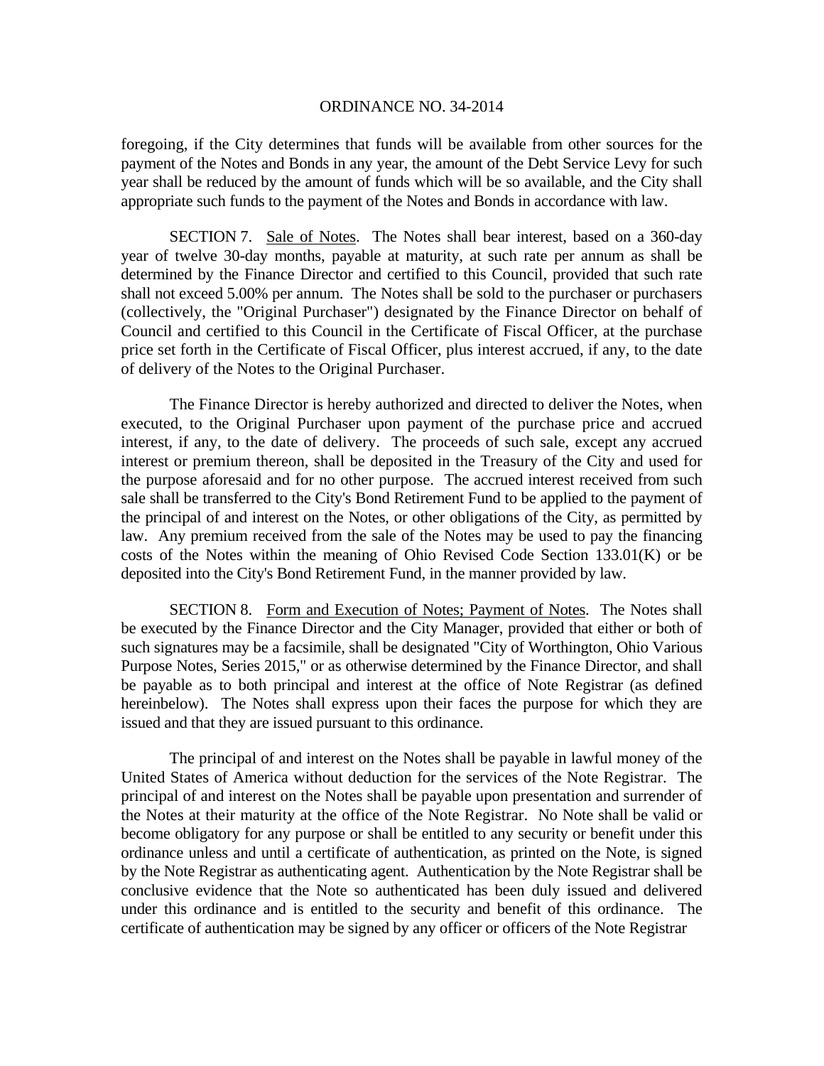foregoing, if the City determines that funds will be available from other sources for the payment of the Notes and Bonds in any year, the amount of the Debt Service Levy for such year shall be reduced by the amount of funds which will be so available, and the City shall appropriate such funds to the payment of the Notes and Bonds in accordance with law.

SECTION 7. Sale of Notes. The Notes shall bear interest, based on a 360-day year of twelve 30-day months, payable at maturity, at such rate per annum as shall be determined by the Finance Director and certified to this Council, provided that such rate shall not exceed 5.00% per annum. The Notes shall be sold to the purchaser or purchasers (collectively, the "Original Purchaser") designated by the Finance Director on behalf of Council and certified to this Council in the Certificate of Fiscal Officer, at the purchase price set forth in the Certificate of Fiscal Officer, plus interest accrued, if any, to the date of delivery of the Notes to the Original Purchaser.

The Finance Director is hereby authorized and directed to deliver the Notes, when executed, to the Original Purchaser upon payment of the purchase price and accrued interest, if any, to the date of delivery. The proceeds of such sale, except any accrued interest or premium thereon, shall be deposited in the Treasury of the City and used for the purpose aforesaid and for no other purpose. The accrued interest received from such sale shall be transferred to the City's Bond Retirement Fund to be applied to the payment of the principal of and interest on the Notes, or other obligations of the City, as permitted by law. Any premium received from the sale of the Notes may be used to pay the financing costs of the Notes within the meaning of Ohio Revised Code Section 133.01(K) or be deposited into the City's Bond Retirement Fund, in the manner provided by law.

SECTION 8. Form and Execution of Notes; Payment of Notes. The Notes shall be executed by the Finance Director and the City Manager, provided that either or both of such signatures may be a facsimile, shall be designated "City of Worthington, Ohio Various Purpose Notes, Series 2015," or as otherwise determined by the Finance Director, and shall be payable as to both principal and interest at the office of Note Registrar (as defined hereinbelow). The Notes shall express upon their faces the purpose for which they are issued and that they are issued pursuant to this ordinance.

The principal of and interest on the Notes shall be payable in lawful money of the United States of America without deduction for the services of the Note Registrar. The principal of and interest on the Notes shall be payable upon presentation and surrender of the Notes at their maturity at the office of the Note Registrar. No Note shall be valid or become obligatory for any purpose or shall be entitled to any security or benefit under this ordinance unless and until a certificate of authentication, as printed on the Note, is signed by the Note Registrar as authenticating agent. Authentication by the Note Registrar shall be conclusive evidence that the Note so authenticated has been duly issued and delivered under this ordinance and is entitled to the security and benefit of this ordinance. The certificate of authentication may be signed by any officer or officers of the Note Registrar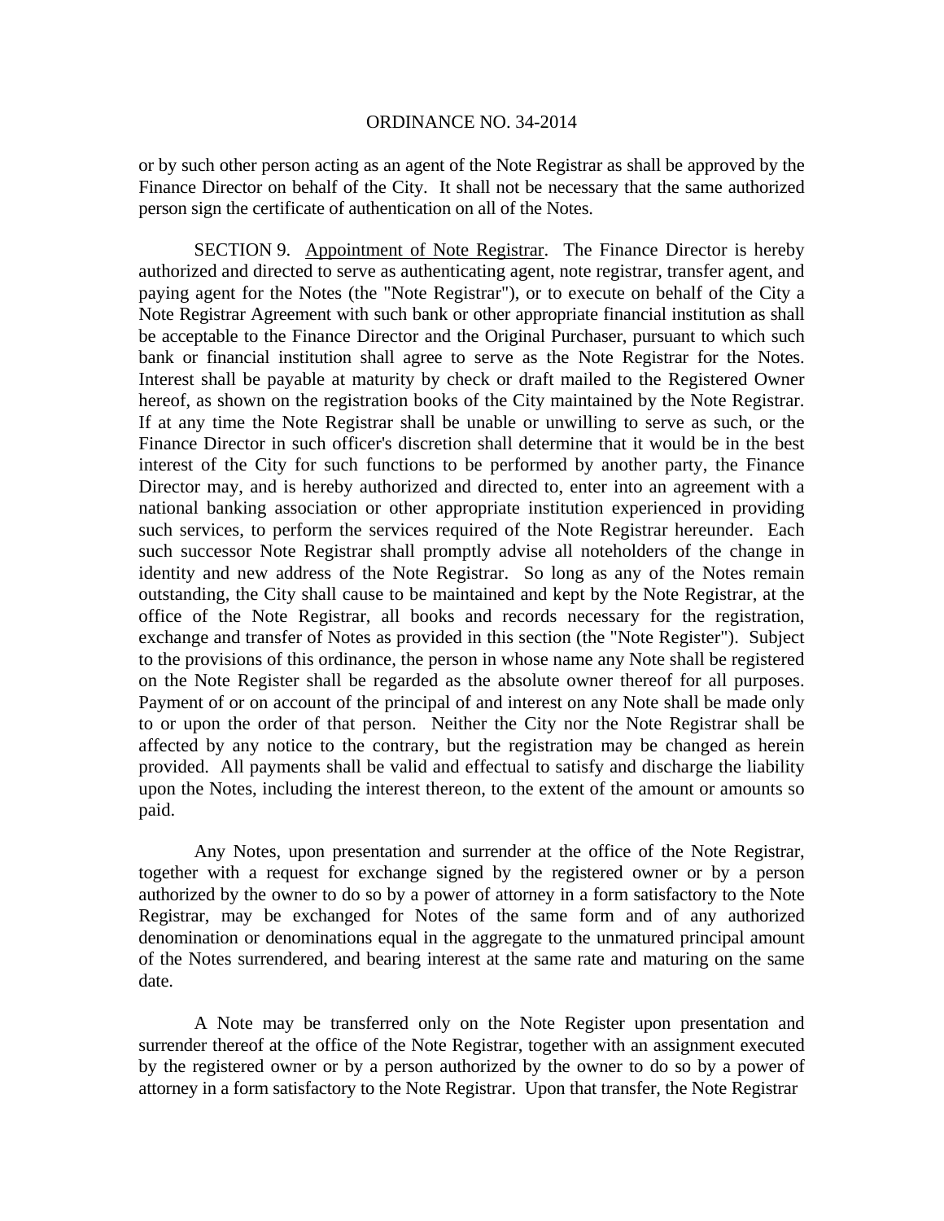or by such other person acting as an agent of the Note Registrar as shall be approved by the Finance Director on behalf of the City. It shall not be necessary that the same authorized person sign the certificate of authentication on all of the Notes.

SECTION 9. Appointment of Note Registrar. The Finance Director is hereby authorized and directed to serve as authenticating agent, note registrar, transfer agent, and paying agent for the Notes (the "Note Registrar"), or to execute on behalf of the City a Note Registrar Agreement with such bank or other appropriate financial institution as shall be acceptable to the Finance Director and the Original Purchaser, pursuant to which such bank or financial institution shall agree to serve as the Note Registrar for the Notes. Interest shall be payable at maturity by check or draft mailed to the Registered Owner hereof, as shown on the registration books of the City maintained by the Note Registrar. If at any time the Note Registrar shall be unable or unwilling to serve as such, or the Finance Director in such officer's discretion shall determine that it would be in the best interest of the City for such functions to be performed by another party, the Finance Director may, and is hereby authorized and directed to, enter into an agreement with a national banking association or other appropriate institution experienced in providing such services, to perform the services required of the Note Registrar hereunder. Each such successor Note Registrar shall promptly advise all noteholders of the change in identity and new address of the Note Registrar. So long as any of the Notes remain outstanding, the City shall cause to be maintained and kept by the Note Registrar, at the office of the Note Registrar, all books and records necessary for the registration, exchange and transfer of Notes as provided in this section (the "Note Register"). Subject to the provisions of this ordinance, the person in whose name any Note shall be registered on the Note Register shall be regarded as the absolute owner thereof for all purposes. Payment of or on account of the principal of and interest on any Note shall be made only to or upon the order of that person. Neither the City nor the Note Registrar shall be affected by any notice to the contrary, but the registration may be changed as herein provided. All payments shall be valid and effectual to satisfy and discharge the liability upon the Notes, including the interest thereon, to the extent of the amount or amounts so paid.

Any Notes, upon presentation and surrender at the office of the Note Registrar, together with a request for exchange signed by the registered owner or by a person authorized by the owner to do so by a power of attorney in a form satisfactory to the Note Registrar, may be exchanged for Notes of the same form and of any authorized denomination or denominations equal in the aggregate to the unmatured principal amount of the Notes surrendered, and bearing interest at the same rate and maturing on the same date.

A Note may be transferred only on the Note Register upon presentation and surrender thereof at the office of the Note Registrar, together with an assignment executed by the registered owner or by a person authorized by the owner to do so by a power of attorney in a form satisfactory to the Note Registrar. Upon that transfer, the Note Registrar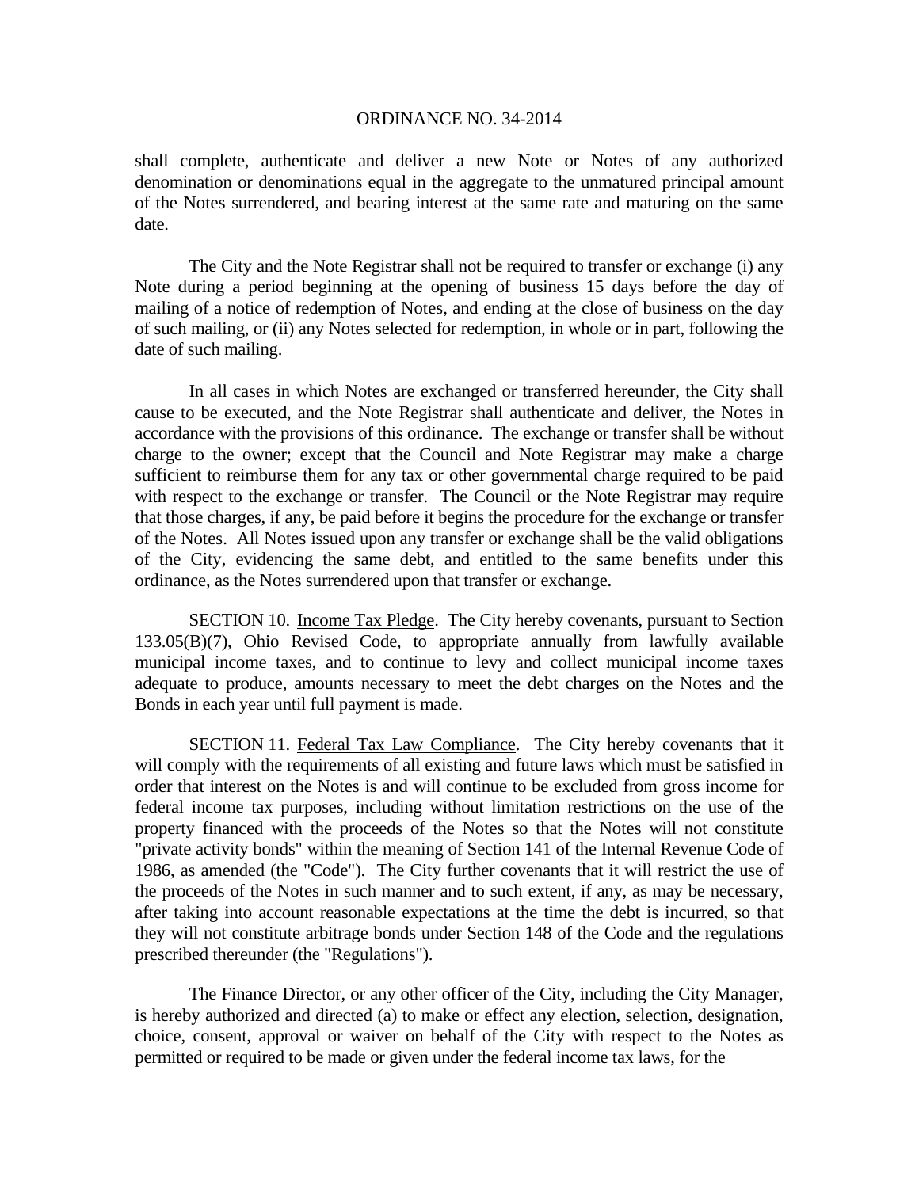shall complete, authenticate and deliver a new Note or Notes of any authorized denomination or denominations equal in the aggregate to the unmatured principal amount of the Notes surrendered, and bearing interest at the same rate and maturing on the same date.

The City and the Note Registrar shall not be required to transfer or exchange (i) any Note during a period beginning at the opening of business 15 days before the day of mailing of a notice of redemption of Notes, and ending at the close of business on the day of such mailing, or (ii) any Notes selected for redemption, in whole or in part, following the date of such mailing.

In all cases in which Notes are exchanged or transferred hereunder, the City shall cause to be executed, and the Note Registrar shall authenticate and deliver, the Notes in accordance with the provisions of this ordinance. The exchange or transfer shall be without charge to the owner; except that the Council and Note Registrar may make a charge sufficient to reimburse them for any tax or other governmental charge required to be paid with respect to the exchange or transfer. The Council or the Note Registrar may require that those charges, if any, be paid before it begins the procedure for the exchange or transfer of the Notes. All Notes issued upon any transfer or exchange shall be the valid obligations of the City, evidencing the same debt, and entitled to the same benefits under this ordinance, as the Notes surrendered upon that transfer or exchange.

SECTION 10. Income Tax Pledge. The City hereby covenants, pursuant to Section 133.05(B)(7), Ohio Revised Code, to appropriate annually from lawfully available municipal income taxes, and to continue to levy and collect municipal income taxes adequate to produce, amounts necessary to meet the debt charges on the Notes and the Bonds in each year until full payment is made.

SECTION 11. Federal Tax Law Compliance. The City hereby covenants that it will comply with the requirements of all existing and future laws which must be satisfied in order that interest on the Notes is and will continue to be excluded from gross income for federal income tax purposes, including without limitation restrictions on the use of the property financed with the proceeds of the Notes so that the Notes will not constitute "private activity bonds" within the meaning of Section 141 of the Internal Revenue Code of 1986, as amended (the "Code"). The City further covenants that it will restrict the use of the proceeds of the Notes in such manner and to such extent, if any, as may be necessary, after taking into account reasonable expectations at the time the debt is incurred, so that they will not constitute arbitrage bonds under Section 148 of the Code and the regulations prescribed thereunder (the "Regulations").

The Finance Director, or any other officer of the City, including the City Manager, is hereby authorized and directed (a) to make or effect any election, selection, designation, choice, consent, approval or waiver on behalf of the City with respect to the Notes as permitted or required to be made or given under the federal income tax laws, for the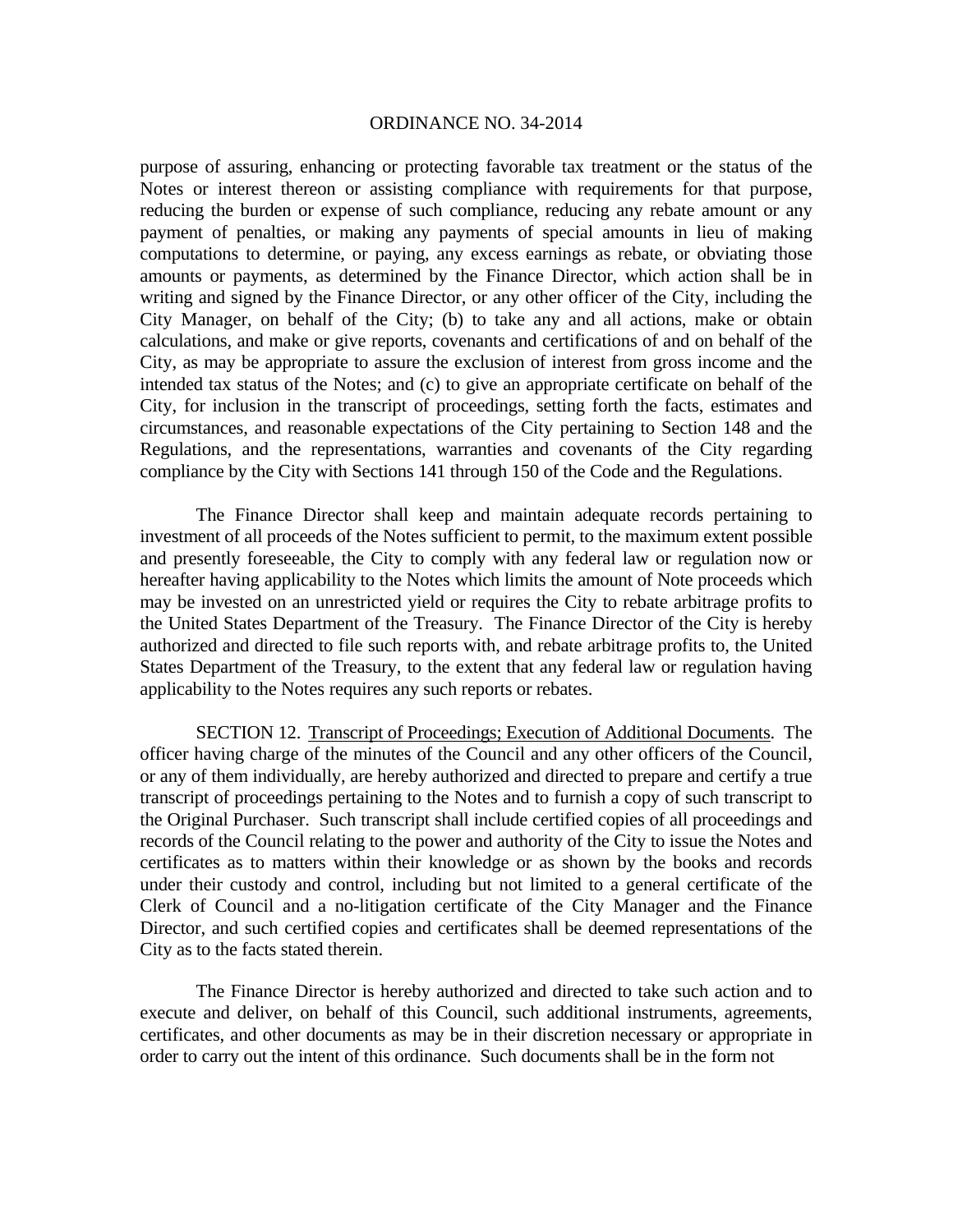purpose of assuring, enhancing or protecting favorable tax treatment or the status of the Notes or interest thereon or assisting compliance with requirements for that purpose, reducing the burden or expense of such compliance, reducing any rebate amount or any payment of penalties, or making any payments of special amounts in lieu of making computations to determine, or paying, any excess earnings as rebate, or obviating those amounts or payments, as determined by the Finance Director, which action shall be in writing and signed by the Finance Director, or any other officer of the City, including the City Manager, on behalf of the City; (b) to take any and all actions, make or obtain calculations, and make or give reports, covenants and certifications of and on behalf of the City, as may be appropriate to assure the exclusion of interest from gross income and the intended tax status of the Notes; and (c) to give an appropriate certificate on behalf of the City, for inclusion in the transcript of proceedings, setting forth the facts, estimates and circumstances, and reasonable expectations of the City pertaining to Section 148 and the Regulations, and the representations, warranties and covenants of the City regarding compliance by the City with Sections 141 through 150 of the Code and the Regulations.

The Finance Director shall keep and maintain adequate records pertaining to investment of all proceeds of the Notes sufficient to permit, to the maximum extent possible and presently foreseeable, the City to comply with any federal law or regulation now or hereafter having applicability to the Notes which limits the amount of Note proceeds which may be invested on an unrestricted yield or requires the City to rebate arbitrage profits to the United States Department of the Treasury. The Finance Director of the City is hereby authorized and directed to file such reports with, and rebate arbitrage profits to, the United States Department of the Treasury, to the extent that any federal law or regulation having applicability to the Notes requires any such reports or rebates.

SECTION 12. Transcript of Proceedings; Execution of Additional Documents. The officer having charge of the minutes of the Council and any other officers of the Council, or any of them individually, are hereby authorized and directed to prepare and certify a true transcript of proceedings pertaining to the Notes and to furnish a copy of such transcript to the Original Purchaser. Such transcript shall include certified copies of all proceedings and records of the Council relating to the power and authority of the City to issue the Notes and certificates as to matters within their knowledge or as shown by the books and records under their custody and control, including but not limited to a general certificate of the Clerk of Council and a no-litigation certificate of the City Manager and the Finance Director, and such certified copies and certificates shall be deemed representations of the City as to the facts stated therein.

The Finance Director is hereby authorized and directed to take such action and to execute and deliver, on behalf of this Council, such additional instruments, agreements, certificates, and other documents as may be in their discretion necessary or appropriate in order to carry out the intent of this ordinance. Such documents shall be in the form not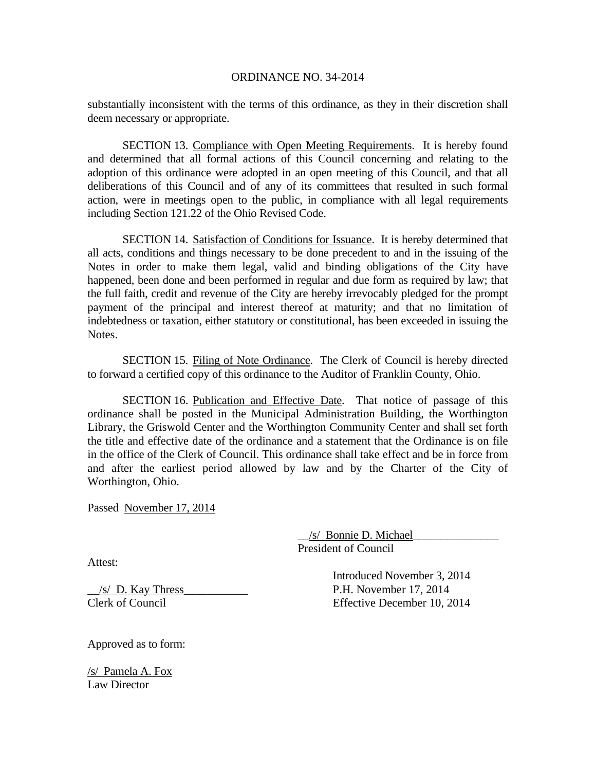ORDINANCE NO. 34-2014

substantially inconsistent with the terms of this ordinance, as they in their discretion shall deem necessary or appropriate.

SECTION 13. Compliance with Open Meeting Requirements. It is hereby found and determined that all formal actions of this Council concerning and relating to the adoption of this ordinance were adopted in an open meeting of this Council, and that all deliberations of this Council and of any of its committees that resulted in such formal action, were in meetings open to the public, in compliance with all legal requirements including Section 121.22 of the Ohio Revised Code.

SECTION 14. Satisfaction of Conditions for Issuance. It is hereby determined that all acts, conditions and things necessary to be done precedent to and in the issuing of the Notes in order to make them legal, valid and binding obligations of the City have happened, been done and been performed in regular and due form as required by law; that the full faith, credit and revenue of the City are hereby irrevocably pledged for the prompt payment of the principal and interest thereof at maturity; and that no limitation of indebtedness or taxation, either statutory or constitutional, has been exceeded in issuing the Notes.

SECTION 15. Filing of Note Ordinance. The Clerk of Council is hereby directed to forward a certified copy of this ordinance to the Auditor of Franklin County, Ohio.

SECTION 16. Publication and Effective Date. That notice of passage of this ordinance shall be posted in the Municipal Administration Building, the Worthington Library, the Griswold Center and the Worthington Community Center and shall set forth the title and effective date of the ordinance and a statement that the Ordinance is on file in the office of the Clerk of Council. This ordinance shall take effect and be in force from and after the earliest period allowed by law and by the Charter of the City of Worthington, Ohio.

Passed November 17, 2014

/s/ Bonnie D. Michael
President of Council

Attest:

/s/ D. Kay Thress
Clerk of Council

Introduced November 3, 2014
P.H. November 17, 2014
Effective December 10, 2014

Approved as to form:

/s/ Pamela A. Fox
Law Director